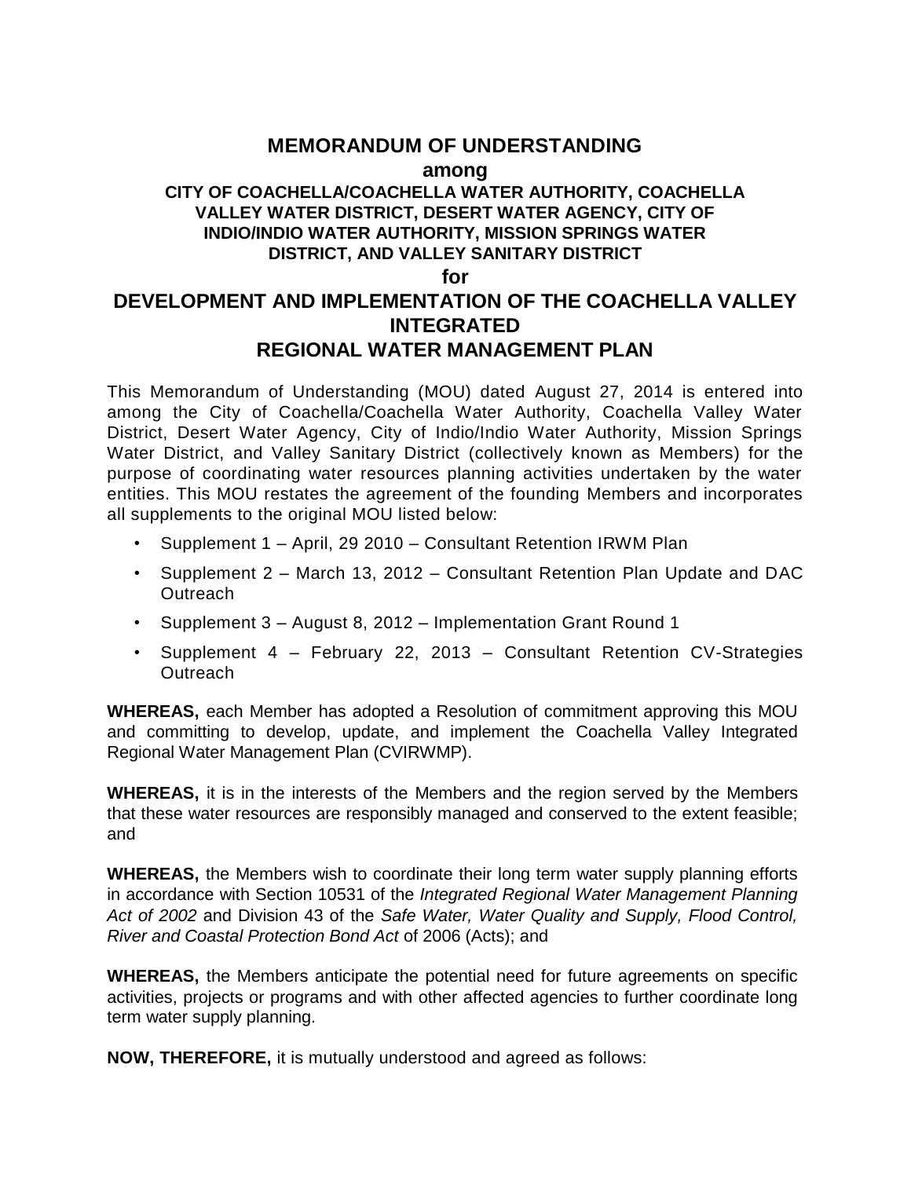# MEMORANDUM OF UNDERSTANDING

**among**

**CITY OF COACHELLA/COACHELLA WATER AUTHORITY, COACHELLA VALLEY WATER DISTRICT, DESERT WATER AGENCY, CITY OF INDIO/INDIO WATER AUTHORITY, MISSION SPRINGS WATER DISTRICT, AND VALLEY SANITARY DISTRICT**

**for**

# DEVELOPMENT AND IMPLEMENTATION OF THE COACHELLA VALLEY INTEGRATED REGIONAL WATER MANAGEMENT PLAN

This Memorandum of Understanding (MOU) dated August 27, 2014 is entered into among the City of Coachella/Coachella Water Authority, Coachella Valley Water District, Desert Water Agency, City of Indio/Indio Water Authority, Mission Springs Water District, and Valley Sanitary District (collectively known as Members) for the purpose of coordinating water resources planning activities undertaken by the water entities. This MOU restates the agreement of the founding Members and incorporates all supplements to the original MOU listed below:

- Supplement 1 – April, 29 2010 – Consultant Retention IRWM Plan
- Supplement 2 – March 13, 2012 – Consultant Retention Plan Update and DAC Outreach
- Supplement 3 – August 8, 2012 – Implementation Grant Round 1
- Supplement 4 – February 22, 2013 – Consultant Retention CV-Strategies Outreach

**WHEREAS,** each Member has adopted a Resolution of commitment approving this MOU and committing to develop, update, and implement the Coachella Valley Integrated Regional Water Management Plan (CVIRWMP).

**WHEREAS,** it is in the interests of the Members and the region served by the Members that these water resources are responsibly managed and conserved to the extent feasible; and

**WHEREAS,** the Members wish to coordinate their long term water supply planning efforts in accordance with Section 10531 of the *Integrated Regional Water Management Planning Act of 2002* and Division 43 of the *Safe Water, Water Quality and Supply, Flood Control, River and Coastal Protection Bond Act* of 2006 (Acts); and

**WHEREAS,** the Members anticipate the potential need for future agreements on specific activities, projects or programs and with other affected agencies to further coordinate long term water supply planning.

**NOW, THEREFORE,** it is mutually understood and agreed as follows: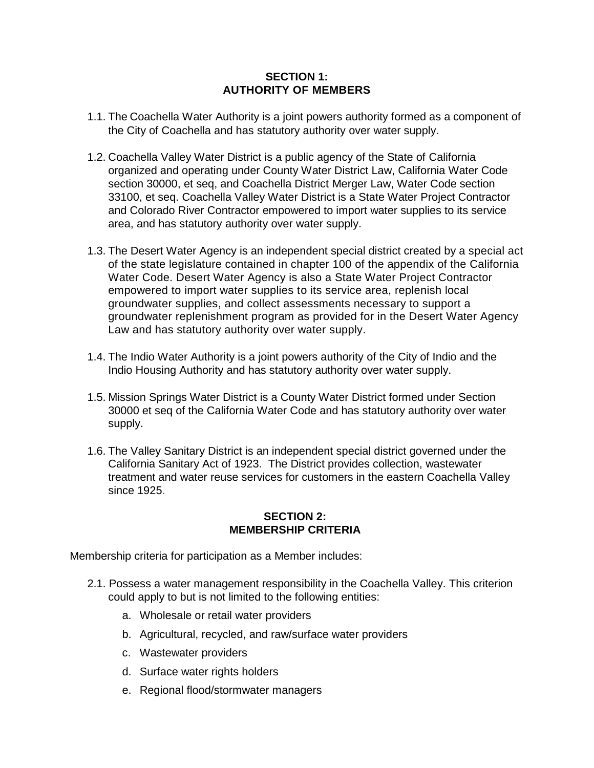## SECTION 1: AUTHORITY OF MEMBERS

1.1. The Coachella Water Authority is a joint powers authority formed as a component of the City of Coachella and has statutory authority over water supply.

1.2. Coachella Valley Water District is a public agency of the State of California organized and operating under County Water District Law, California Water Code section 30000, et seq, and Coachella District Merger Law, Water Code section 33100, et seq. Coachella Valley Water District is a State Water Project Contractor and Colorado River Contractor empowered to import water supplies to its service area, and has statutory authority over water supply.

1.3. The Desert Water Agency is an independent special district created by a special act of the state legislature contained in chapter 100 of the appendix of the California Water Code. Desert Water Agency is also a State Water Project Contractor empowered to import water supplies to its service area, replenish local groundwater supplies, and collect assessments necessary to support a groundwater replenishment program as provided for in the Desert Water Agency Law and has statutory authority over water supply.

1.4. The Indio Water Authority is a joint powers authority of the City of Indio and the Indio Housing Authority and has statutory authority over water supply.

1.5. Mission Springs Water District is a County Water District formed under Section 30000 et seq of the California Water Code and has statutory authority over water supply.

1.6. The Valley Sanitary District is an independent special district governed under the California Sanitary Act of 1923. The District provides collection, wastewater treatment and water reuse services for customers in the eastern Coachella Valley since 1925.

## SECTION 2: MEMBERSHIP CRITERIA

Membership criteria for participation as a Member includes:

2.1. Possess a water management responsibility in the Coachella Valley. This criterion could apply to but is not limited to the following entities:

   a. Wholesale or retail water providers
   b. Agricultural, recycled, and raw/surface water providers
   c. Wastewater providers
   d. Surface water rights holders
   e. Regional flood/stormwater managers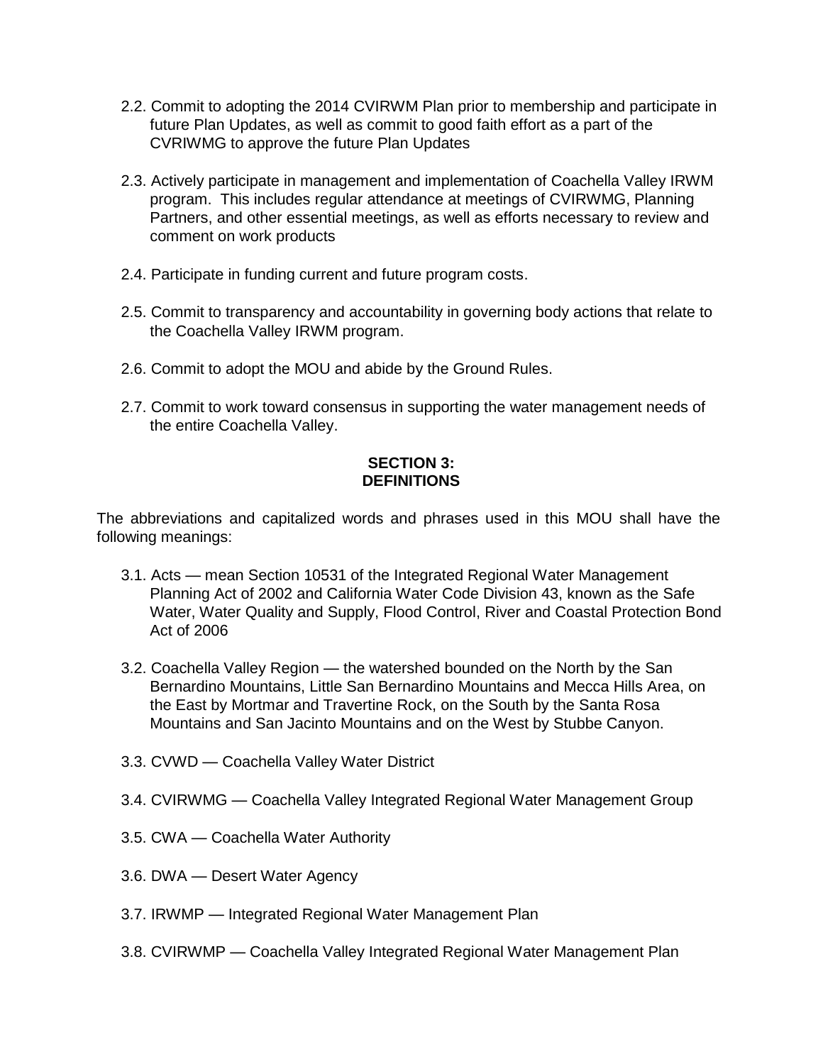2.2. Commit to adopting the 2014 CVIRWM Plan prior to membership and participate in future Plan Updates, as well as commit to good faith effort as a part of the CVRIWMG to approve the future Plan Updates

2.3. Actively participate in management and implementation of Coachella Valley IRWM program. This includes regular attendance at meetings of CVIRWMG, Planning Partners, and other essential meetings, as well as efforts necessary to review and comment on work products

2.4. Participate in funding current and future program costs.

2.5. Commit to transparency and accountability in governing body actions that relate to the Coachella Valley IRWM program.

2.6. Commit to adopt the MOU and abide by the Ground Rules.

2.7. Commit to work toward consensus in supporting the water management needs of the entire Coachella Valley.

## SECTION 3: DEFINITIONS

The abbreviations and capitalized words and phrases used in this MOU shall have the following meanings:

3.1. Acts — mean Section 10531 of the Integrated Regional Water Management Planning Act of 2002 and California Water Code Division 43, known as the Safe Water, Water Quality and Supply, Flood Control, River and Coastal Protection Bond Act of 2006

3.2. Coachella Valley Region — the watershed bounded on the North by the San Bernardino Mountains, Little San Bernardino Mountains and Mecca Hills Area, on the East by Mortmar and Travertine Rock, on the South by the Santa Rosa Mountains and San Jacinto Mountains and on the West by Stubbe Canyon.

3.3. CVWD — Coachella Valley Water District

3.4. CVIRWMG — Coachella Valley Integrated Regional Water Management Group

3.5. CWA — Coachella Water Authority

3.6. DWA — Desert Water Agency

3.7. IRWMP — Integrated Regional Water Management Plan

3.8. CVIRWMP — Coachella Valley Integrated Regional Water Management Plan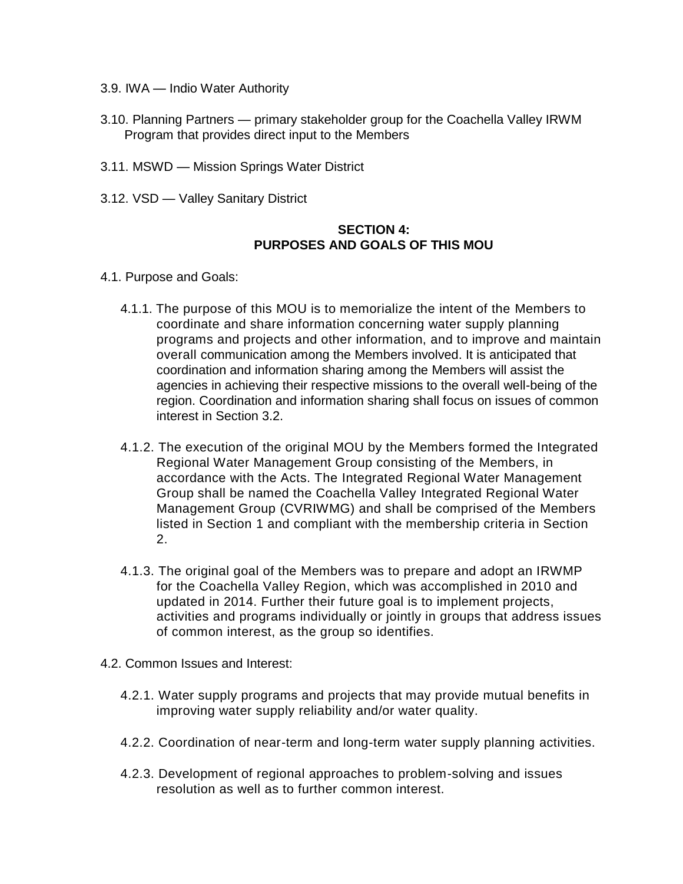3.9. IWA — Indio Water Authority

3.10. Planning Partners — primary stakeholder group for the Coachella Valley IRWM Program that provides direct input to the Members

3.11. MSWD — Mission Springs Water District

3.12. VSD — Valley Sanitary District

## SECTION 4: PURPOSES AND GOALS OF THIS MOU

4.1. Purpose and Goals:

4.1.1. The purpose of this MOU is to memorialize the intent of the Members to coordinate and share information concerning water supply planning programs and projects and other information, and to improve and maintain overall communication among the Members involved. It is anticipated that coordination and information sharing among the Members will assist the agencies in achieving their respective missions to the overall well-being of the region. Coordination and information sharing shall focus on issues of common interest in Section 3.2.

4.1.2. The execution of the original MOU by the Members formed the Integrated Regional Water Management Group consisting of the Members, in accordance with the Acts. The Integrated Regional Water Management Group shall be named the Coachella Valley Integrated Regional Water Management Group (CVRIWMG) and shall be comprised of the Members listed in Section 1 and compliant with the membership criteria in Section 2.

4.1.3. The original goal of the Members was to prepare and adopt an IRWMP for the Coachella Valley Region, which was accomplished in 2010 and updated in 2014. Further their future goal is to implement projects, activities and programs individually or jointly in groups that address issues of common interest, as the group so identifies.

4.2. Common Issues and Interest:

4.2.1. Water supply programs and projects that may provide mutual benefits in improving water supply reliability and/or water quality.

4.2.2. Coordination of near-term and long-term water supply planning activities.

4.2.3. Development of regional approaches to problem-solving and issues resolution as well as to further common interest.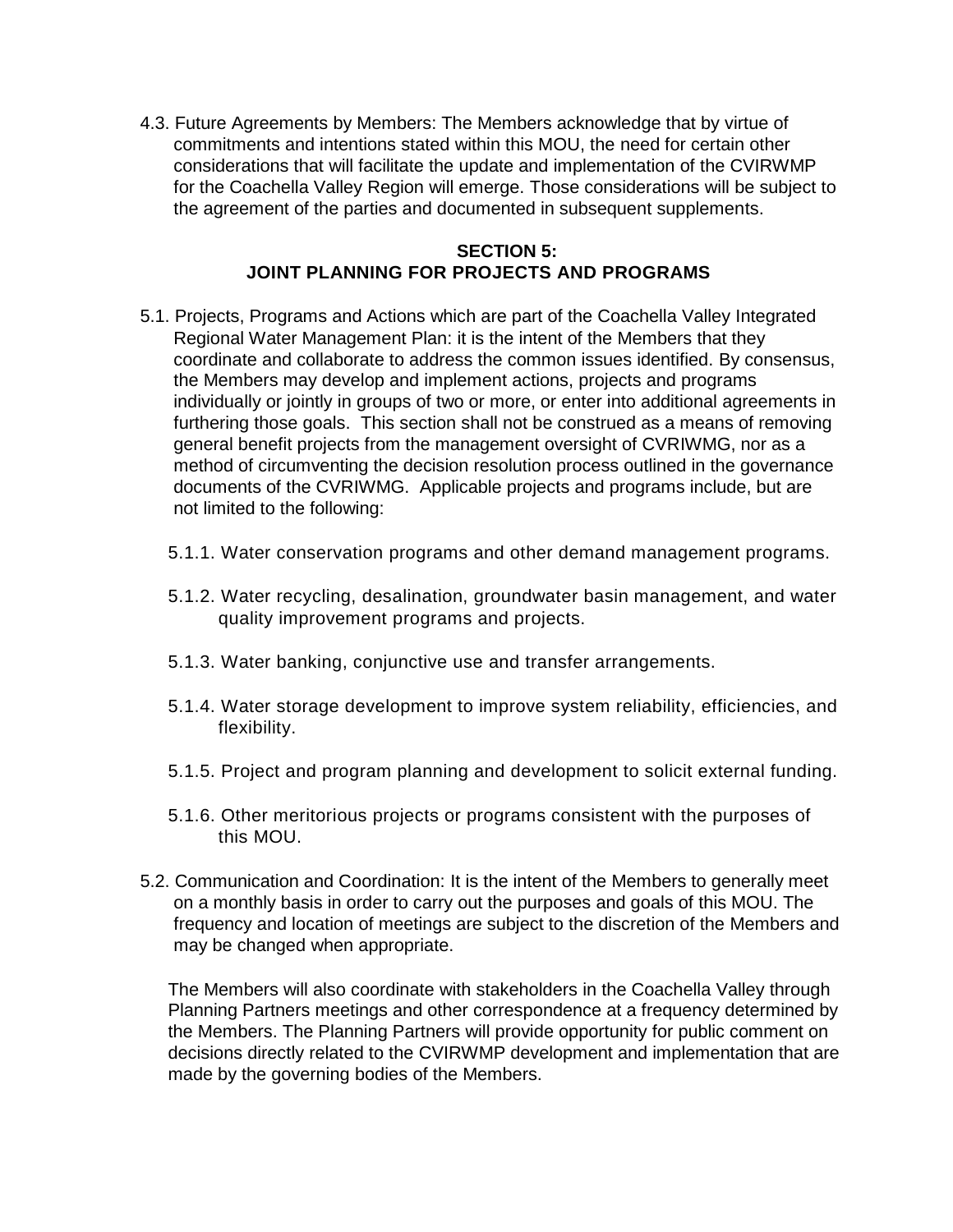4.3. Future Agreements by Members: The Members acknowledge that by virtue of commitments and intentions stated within this MOU, the need for certain other considerations that will facilitate the update and implementation of the CVIRWMP for the Coachella Valley Region will emerge. Those considerations will be subject to the agreement of the parties and documented in subsequent supplements.

## SECTION 5: JOINT PLANNING FOR PROJECTS AND PROGRAMS

5.1. Projects, Programs and Actions which are part of the Coachella Valley Integrated Regional Water Management Plan: it is the intent of the Members that they coordinate and collaborate to address the common issues identified. By consensus, the Members may develop and implement actions, projects and programs individually or jointly in groups of two or more, or enter into additional agreements in furthering those goals. This section shall not be construed as a means of removing general benefit projects from the management oversight of CVRIWMG, nor as a method of circumventing the decision resolution process outlined in the governance documents of the CVRIWMG. Applicable projects and programs include, but are not limited to the following:

5.1.1. Water conservation programs and other demand management programs.

5.1.2. Water recycling, desalination, groundwater basin management, and water quality improvement programs and projects.

5.1.3. Water banking, conjunctive use and transfer arrangements.

5.1.4. Water storage development to improve system reliability, efficiencies, and flexibility.

5.1.5. Project and program planning and development to solicit external funding.

5.1.6. Other meritorious projects or programs consistent with the purposes of this MOU.

5.2. Communication and Coordination: It is the intent of the Members to generally meet on a monthly basis in order to carry out the purposes and goals of this MOU. The frequency and location of meetings are subject to the discretion of the Members and may be changed when appropriate.

The Members will also coordinate with stakeholders in the Coachella Valley through Planning Partners meetings and other correspondence at a frequency determined by the Members. The Planning Partners will provide opportunity for public comment on decisions directly related to the CVIRWMP development and implementation that are made by the governing bodies of the Members.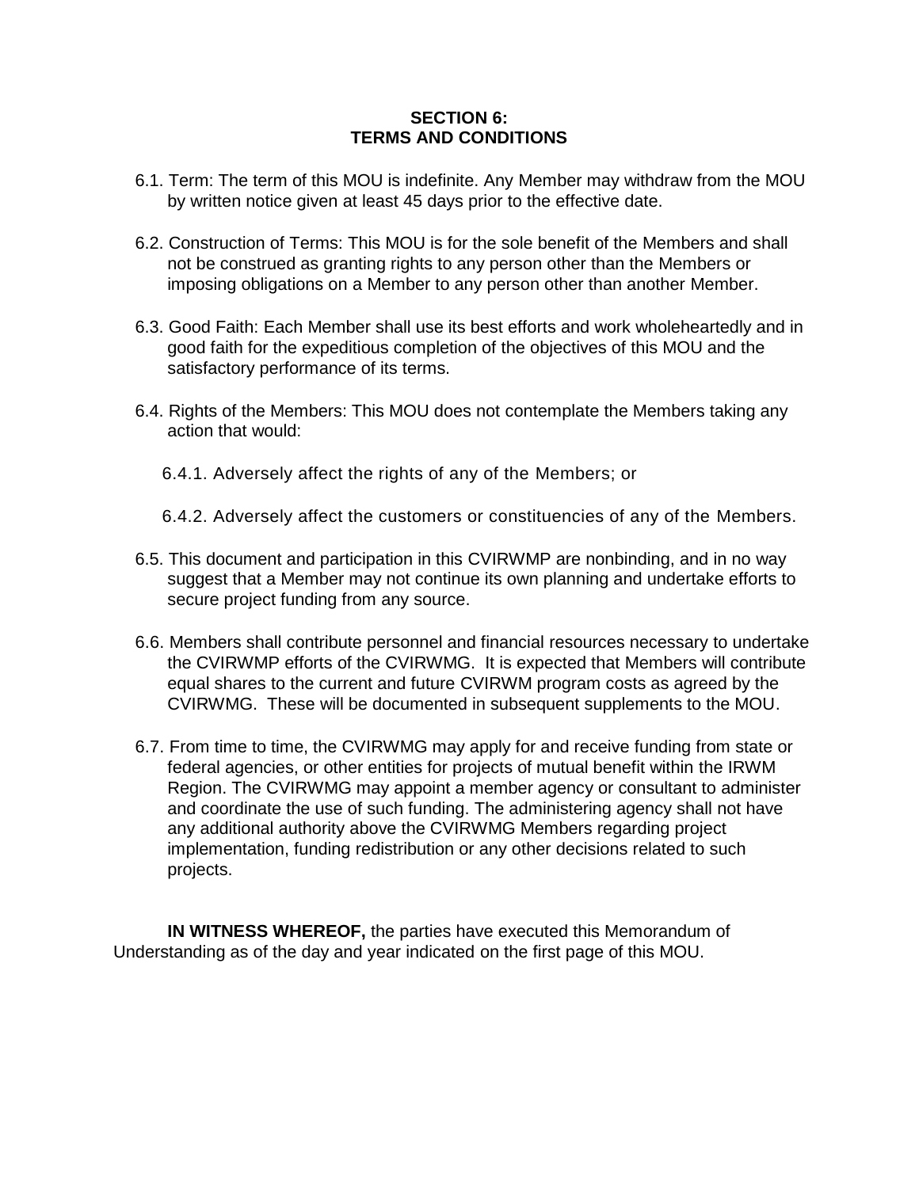## SECTION 6:
## TERMS AND CONDITIONS

6.1. Term: The term of this MOU is indefinite. Any Member may withdraw from the MOU by written notice given at least 45 days prior to the effective date.

6.2. Construction of Terms: This MOU is for the sole benefit of the Members and shall not be construed as granting rights to any person other than the Members or imposing obligations on a Member to any person other than another Member.

6.3. Good Faith: Each Member shall use its best efforts and work wholeheartedly and in good faith for the expeditious completion of the objectives of this MOU and the satisfactory performance of its terms.

6.4. Rights of the Members: This MOU does not contemplate the Members taking any action that would:

6.4.1. Adversely affect the rights of any of the Members; or

6.4.2. Adversely affect the customers or constituencies of any of the Members.

6.5. This document and participation in this CVIRWMP are nonbinding, and in no way suggest that a Member may not continue its own planning and undertake efforts to secure project funding from any source.

6.6. Members shall contribute personnel and financial resources necessary to undertake the CVIRWMP efforts of the CVIRWMG. It is expected that Members will contribute equal shares to the current and future CVIRWM program costs as agreed by the CVIRWMG. These will be documented in subsequent supplements to the MOU.

6.7. From time to time, the CVIRWMG may apply for and receive funding from state or federal agencies, or other entities for projects of mutual benefit within the IRWM Region. The CVIRWMG may appoint a member agency or consultant to administer and coordinate the use of such funding. The administering agency shall not have any additional authority above the CVIRWMG Members regarding project implementation, funding redistribution or any other decisions related to such projects.

**IN WITNESS WHEREOF,** the parties have executed this Memorandum of Understanding as of the day and year indicated on the first page of this MOU.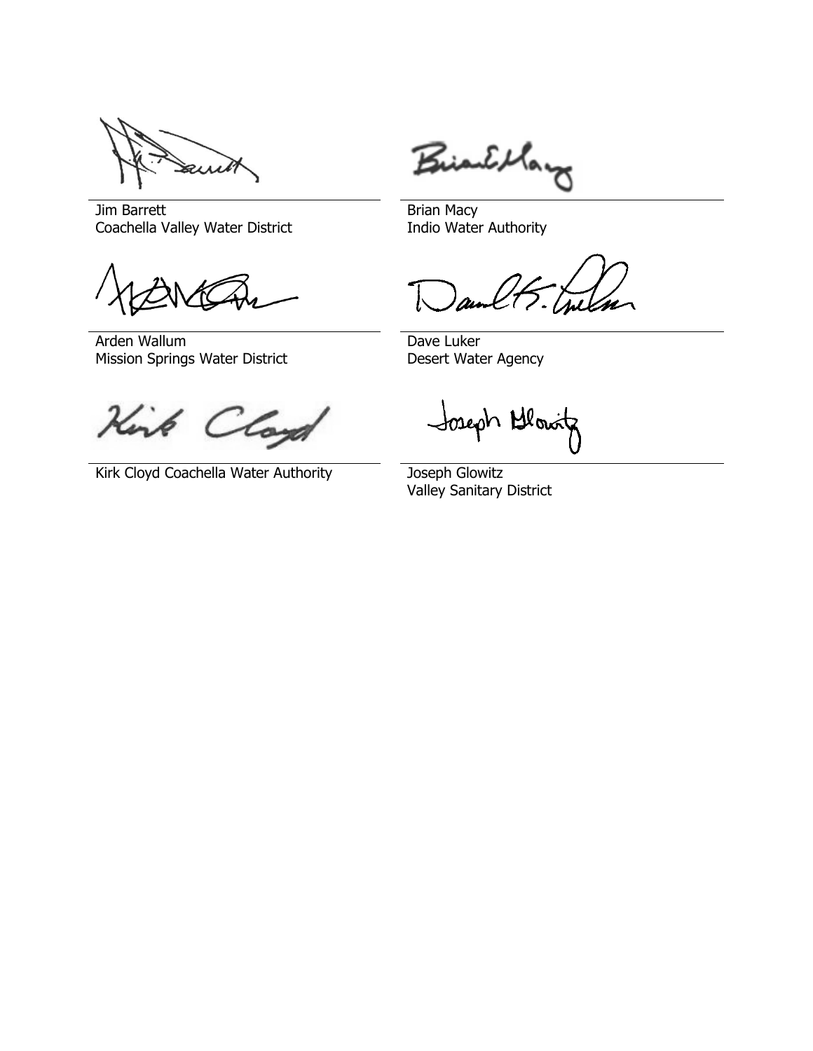Jim Barrett
Coachella Valley Water District

Brian Macy
Indio Water Authority

Arden Wallum
Mission Springs Water District

Dave Luker
Desert Water Agency

Kirk Cloyd Coachella Water Authority

Joseph Glowitz
Valley Sanitary District